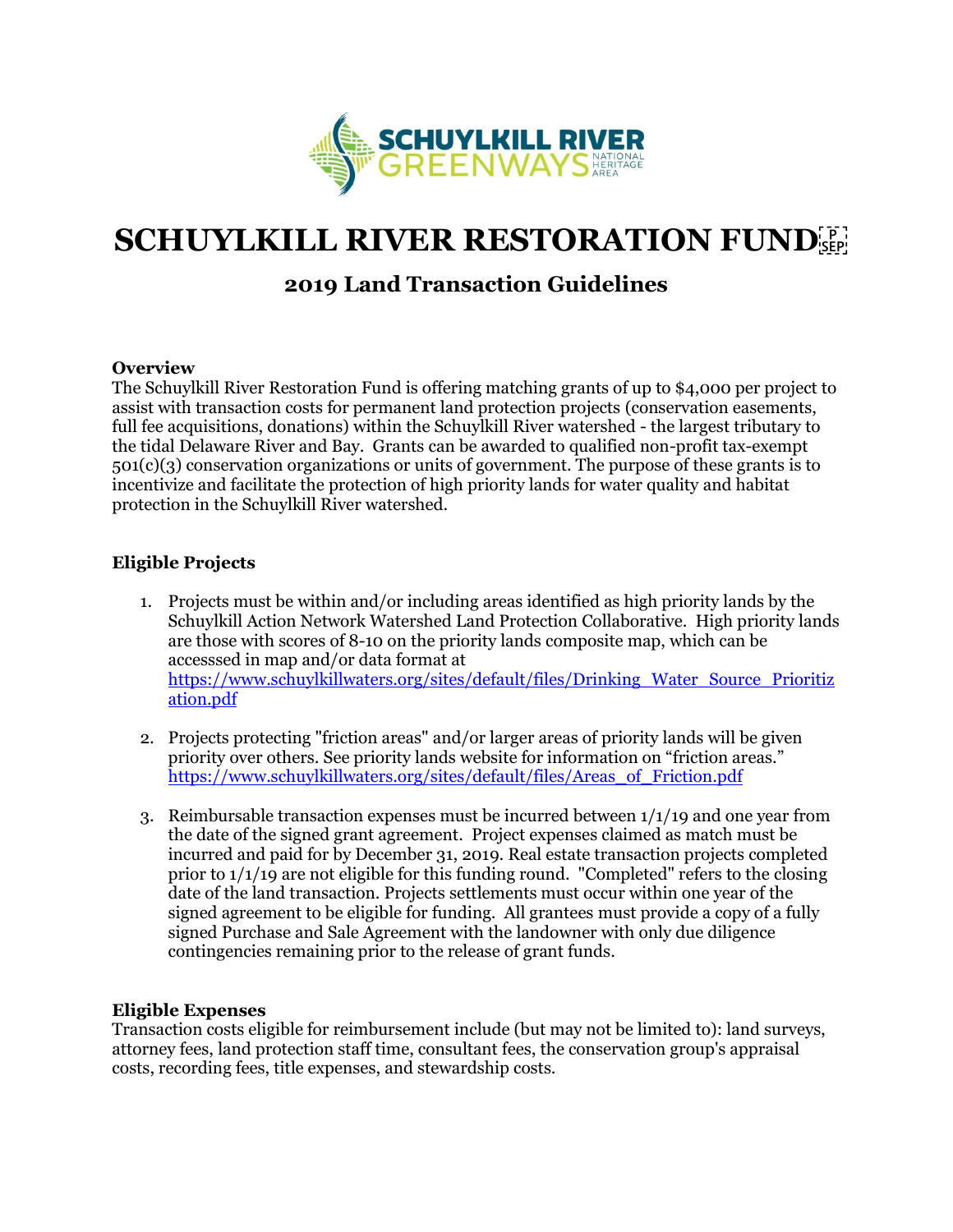# SCHUYLKILL RIVER RESTORATION FUND

## 2019 Land Transaction Guidelines

### Overview

The Schuylkill River Restoration Fund is offering matching grants of up to $4,000 per project to assist with transaction costs for permanent land protection projects (conservation easements, full fee acquisitions, donations) within the Schuylkill River watershed - the largest tributary to the tidal Delaware River and Bay. Grants can be awarded to qualified non-profit tax-exempt 501(c)(3) conservation organizations or units of government. The purpose of these grants is to incentivize and facilitate the protection of high priority lands for water quality and habitat protection in the Schuylkill River watershed.

### Eligible Projects

1. Projects must be within and/or including areas identified as high priority lands by the Schuylkill Action Network Watershed Land Protection Collaborative. High priority lands are those with scores of 8-10 on the priority lands composite map, which can be accesssed in map and/or data format at https://www.schuylkillwaters.org/sites/default/files/Drinking_Water_Source_Prioritization.pdf

2. Projects protecting "friction areas" and/or larger areas of priority lands will be given priority over others. See priority lands website for information on "friction areas." https://www.schuylkillwaters.org/sites/default/files/Areas_of_Friction.pdf

3. Reimbursable transaction expenses must be incurred between 1/1/19 and one year from the date of the signed grant agreement. Project expenses claimed as match must be incurred and paid for by December 31, 2019. Real estate transaction projects completed prior to 1/1/19 are not eligible for this funding round. "Completed" refers to the closing date of the land transaction. Projects settlements must occur within one year of the signed agreement to be eligible for funding. All grantees must provide a copy of a fully signed Purchase and Sale Agreement with the landowner with only due diligence contingencies remaining prior to the release of grant funds.

### Eligible Expenses

Transaction costs eligible for reimbursement include (but may not be limited to): land surveys, attorney fees, land protection staff time, consultant fees, the conservation group's appraisal costs, recording fees, title expenses, and stewardship costs.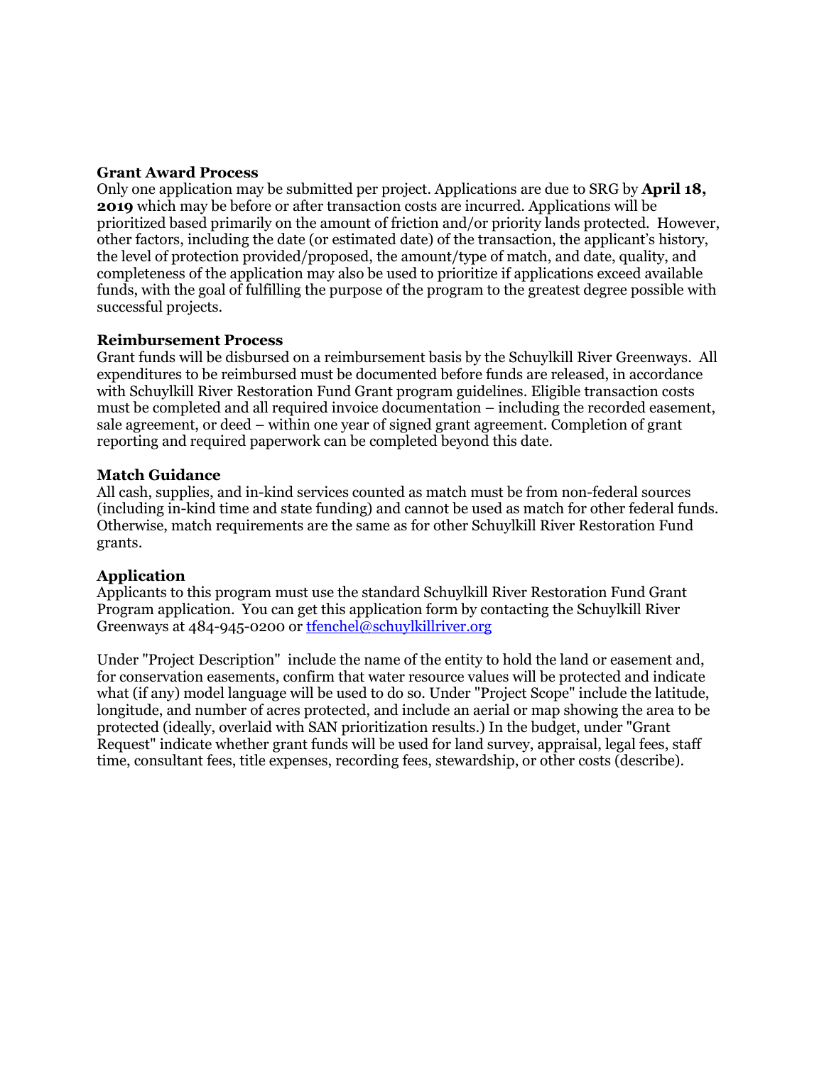## Grant Award Process

Only one application may be submitted per project. Applications are due to SRG by **April 18, 2019** which may be before or after transaction costs are incurred. Applications will be prioritized based primarily on the amount of friction and/or priority lands protected. However, other factors, including the date (or estimated date) of the transaction, the applicant's history, the level of protection provided/proposed, the amount/type of match, and date, quality, and completeness of the application may also be used to prioritize if applications exceed available funds, with the goal of fulfilling the purpose of the program to the greatest degree possible with successful projects.

## Reimbursement Process

Grant funds will be disbursed on a reimbursement basis by the Schuylkill River Greenways. All expenditures to be reimbursed must be documented before funds are released, in accordance with Schuylkill River Restoration Fund Grant program guidelines. Eligible transaction costs must be completed and all required invoice documentation – including the recorded easement, sale agreement, or deed – within one year of signed grant agreement. Completion of grant reporting and required paperwork can be completed beyond this date.

## Match Guidance

All cash, supplies, and in-kind services counted as match must be from non-federal sources (including in-kind time and state funding) and cannot be used as match for other federal funds. Otherwise, match requirements are the same as for other Schuylkill River Restoration Fund grants.

## Application

Applicants to this program must use the standard Schuylkill River Restoration Fund Grant Program application. You can get this application form by contacting the Schuylkill River Greenways at 484-945-0200 or [tfenchel@schuylkillriver.org](mailto:tfenchel@schuylkillriver.org)

Under "Project Description" include the name of the entity to hold the land or easement and, for conservation easements, confirm that water resource values will be protected and indicate what (if any) model language will be used to do so. Under "Project Scope" include the latitude, longitude, and number of acres protected, and include an aerial or map showing the area to be protected (ideally, overlaid with SAN prioritization results.) In the budget, under "Grant Request" indicate whether grant funds will be used for land survey, appraisal, legal fees, staff time, consultant fees, title expenses, recording fees, stewardship, or other costs (describe).